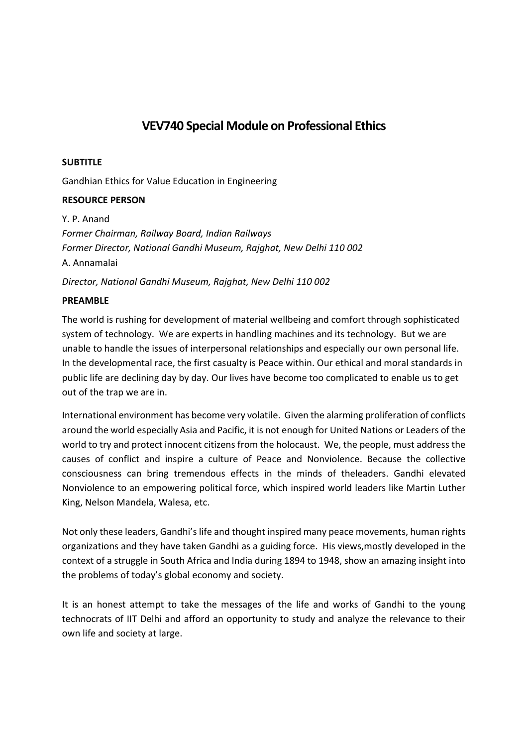# VEV740 Special Module on Professional Ethics

**SUBTITLE**

Gandhian Ethics for Value Education in Engineering

**RESOURCE PERSON**

Y. P. Anand
*Former Chairman, Railway Board, Indian Railways*
*Former Director, National Gandhi Museum, Rajghat, New Delhi 110 002*
A. Annamalai

*Director, National Gandhi Museum, Rajghat, New Delhi 110 002*

**PREAMBLE**

The world is rushing for development of material wellbeing and comfort through sophisticated system of technology. We are experts in handling machines and its technology. But we are unable to handle the issues of interpersonal relationships and especially our own personal life. In the developmental race, the first casualty is Peace within. Our ethical and moral standards in public life are declining day by day. Our lives have become too complicated to enable us to get out of the trap we are in.

International environment has become very volatile. Given the alarming proliferation of conflicts around the world especially Asia and Pacific, it is not enough for United Nations or Leaders of the world to try and protect innocent citizens from the holocaust. We, the people, must address the causes of conflict and inspire a culture of Peace and Nonviolence. Because the collective consciousness can bring tremendous effects in the minds of theleaders. Gandhi elevated Nonviolence to an empowering political force, which inspired world leaders like Martin Luther King, Nelson Mandela, Walesa, etc.

Not only these leaders, Gandhi's life and thought inspired many peace movements, human rights organizations and they have taken Gandhi as a guiding force. His views,mostly developed in the context of a struggle in South Africa and India during 1894 to 1948, show an amazing insight into the problems of today's global economy and society.

It is an honest attempt to take the messages of the life and works of Gandhi to the young technocrats of IIT Delhi and afford an opportunity to study and analyze the relevance to their own life and society at large.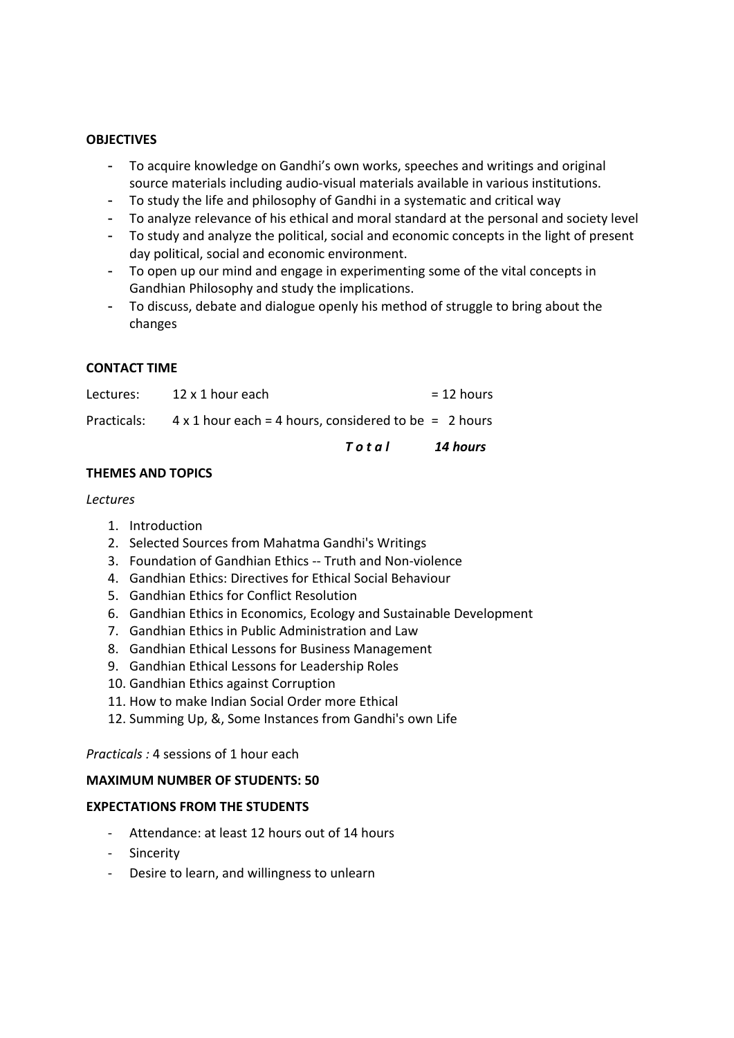**OBJECTIVES**

- To acquire knowledge on Gandhi's own works, speeches and writings and original source materials including audio-visual materials available in various institutions.
- To study the life and philosophy of Gandhi in a systematic and critical way
- To analyze relevance of his ethical and moral standard at the personal and society level
- To study and analyze the political, social and economic concepts in the light of present day political, social and economic environment.
- To open up our mind and engage in experimenting some of the vital concepts in Gandhian Philosophy and study the implications.
- To discuss, debate and dialogue openly his method of struggle to bring about the changes

**CONTACT TIME**

| | | |
|---|---|---|
| Lectures: | 12 x 1 hour each | = 12 hours |
| Practicals: | 4 x 1 hour each = 4 hours, considered to be | = 2 hours |
| | ***Total*** | ***14 hours*** |

**THEMES AND TOPICS**

*Lectures*

1. Introduction
2. Selected Sources from Mahatma Gandhi's Writings
3. Foundation of Gandhian Ethics -- Truth and Non-violence
4. Gandhian Ethics: Directives for Ethical Social Behaviour
5. Gandhian Ethics for Conflict Resolution
6. Gandhian Ethics in Economics, Ecology and Sustainable Development
7. Gandhian Ethics in Public Administration and Law
8. Gandhian Ethical Lessons for Business Management
9. Gandhian Ethical Lessons for Leadership Roles
10. Gandhian Ethics against Corruption
11. How to make Indian Social Order more Ethical
12. Summing Up, &, Some Instances from Gandhi's own Life

*Practicals :* 4 sessions of 1 hour each

**MAXIMUM NUMBER OF STUDENTS: 50**

**EXPECTATIONS FROM THE STUDENTS**

- Attendance: at least 12 hours out of 14 hours
- Sincerity
- Desire to learn, and willingness to unlearn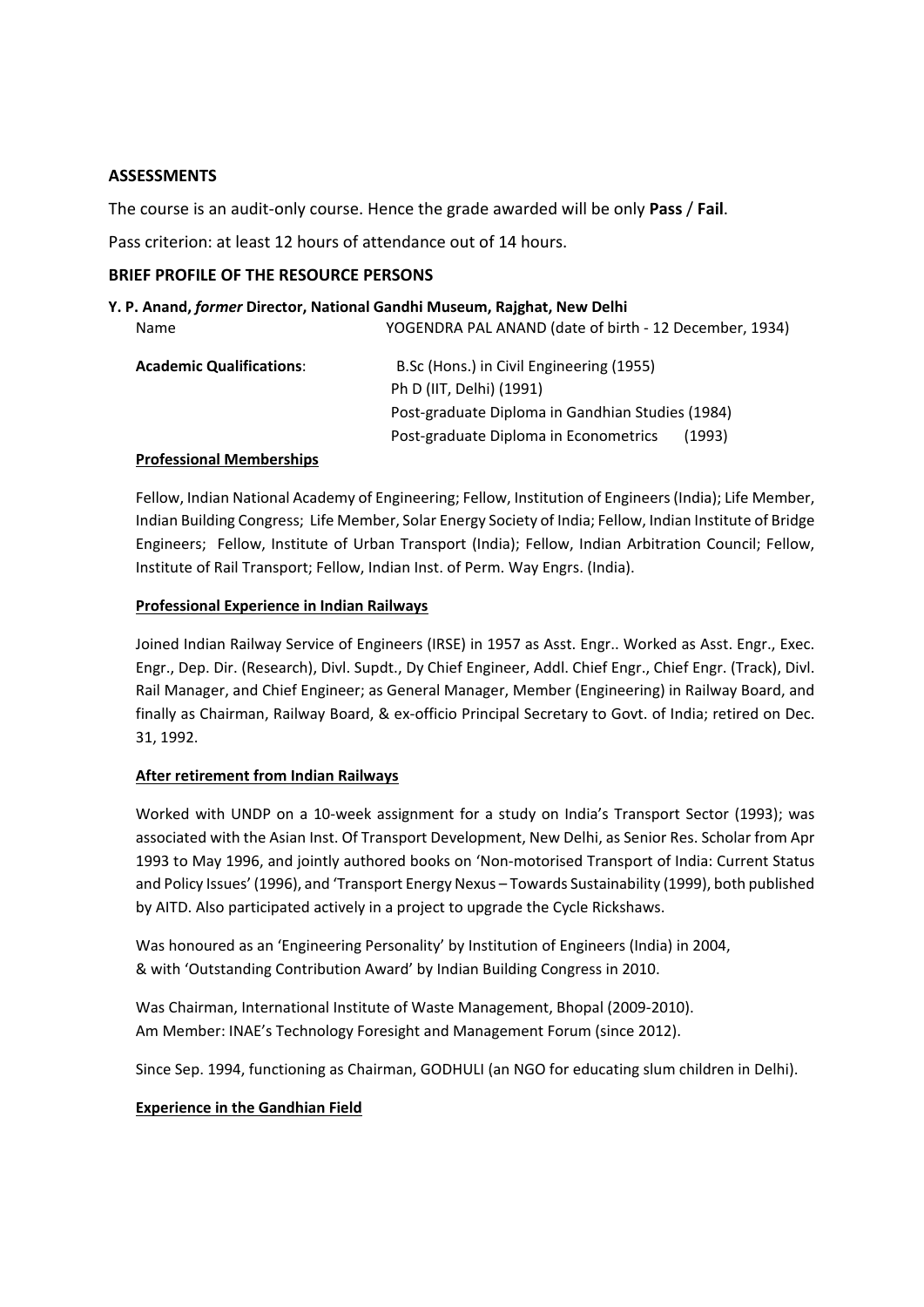## ASSESSMENTS

The course is an audit-only course. Hence the grade awarded will be only **Pass** / **Fail**.

Pass criterion: at least 12 hours of attendance out of 14 hours.

## BRIEF PROFILE OF THE RESOURCE PERSONS

### Y. P. Anand, *former* Director, National Gandhi Museum, Rajghat, New Delhi

| | |
|---|---|
| Name | YOGENDRA PAL ANAND (date of birth - 12 December, 1934) |
| **Academic Qualifications**: | B.Sc (Hons.) in Civil Engineering (1955) |
| | Ph D (IIT, Delhi) (1991) |
| | Post-graduate Diploma in Gandhian Studies (1984) |
| | Post-graduate Diploma in Econometrics (1993) |

**Professional Memberships**

Fellow, Indian National Academy of Engineering; Fellow, Institution of Engineers (India); Life Member, Indian Building Congress; Life Member, Solar Energy Society of India; Fellow, Indian Institute of Bridge Engineers; Fellow, Institute of Urban Transport (India); Fellow, Indian Arbitration Council; Fellow, Institute of Rail Transport; Fellow, Indian Inst. of Perm. Way Engrs. (India).

**Professional Experience in Indian Railways**

Joined Indian Railway Service of Engineers (IRSE) in 1957 as Asst. Engr.. Worked as Asst. Engr., Exec. Engr., Dep. Dir. (Research), Divl. Supdt., Dy Chief Engineer, Addl. Chief Engr., Chief Engr. (Track), Divl. Rail Manager, and Chief Engineer; as General Manager, Member (Engineering) in Railway Board, and finally as Chairman, Railway Board, & ex-officio Principal Secretary to Govt. of India; retired on Dec. 31, 1992.

**After retirement from Indian Railways**

Worked with UNDP on a 10-week assignment for a study on India's Transport Sector (1993); was associated with the Asian Inst. Of Transport Development, New Delhi, as Senior Res. Scholar from Apr 1993 to May 1996, and jointly authored books on 'Non-motorised Transport of India: Current Status and Policy Issues' (1996), and 'Transport Energy Nexus – Towards Sustainability (1999), both published by AITD. Also participated actively in a project to upgrade the Cycle Rickshaws.

Was honoured as an 'Engineering Personality' by Institution of Engineers (India) in 2004, & with 'Outstanding Contribution Award' by Indian Building Congress in 2010.

Was Chairman, International Institute of Waste Management, Bhopal (2009-2010).
Am Member: INAE's Technology Foresight and Management Forum (since 2012).

Since Sep. 1994, functioning as Chairman, GODHULI (an NGO for educating slum children in Delhi).

**Experience in the Gandhian Field**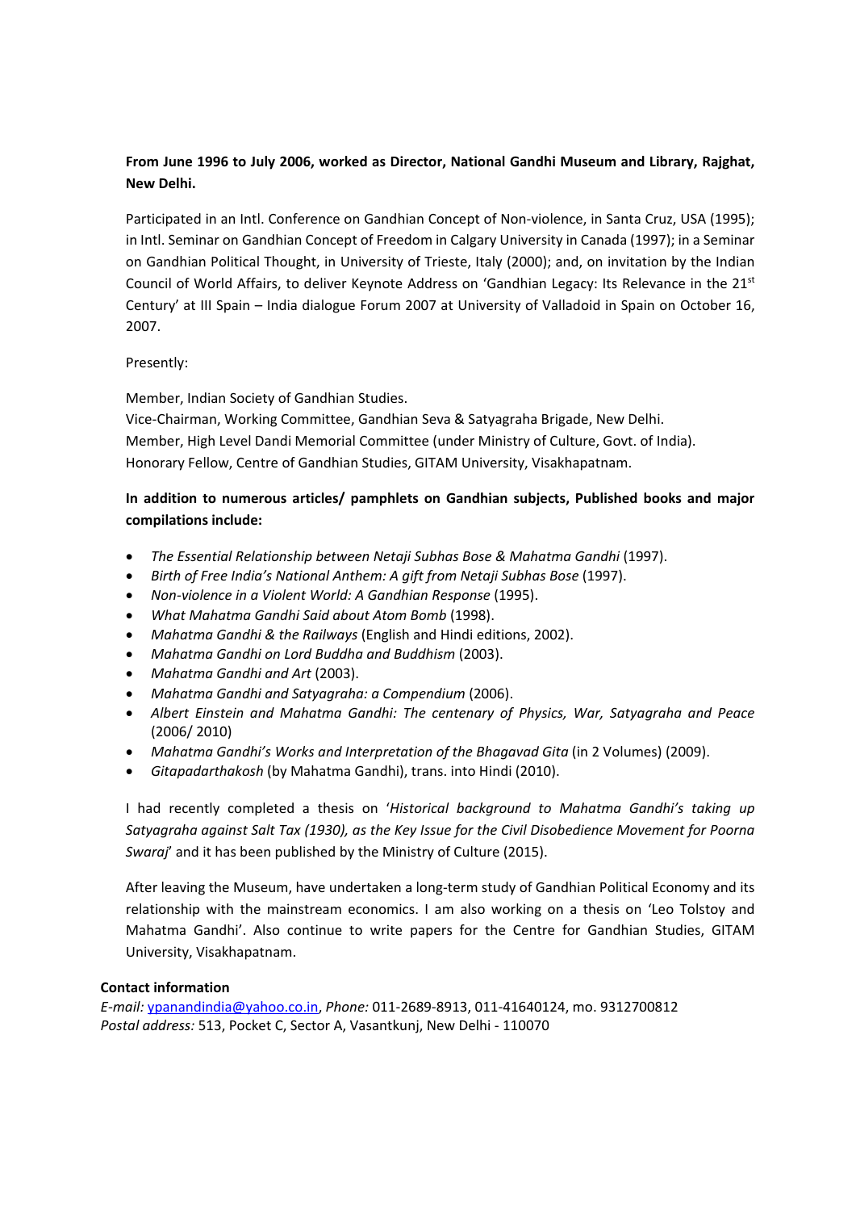**From June 1996 to July 2006, worked as Director, National Gandhi Museum and Library, Rajghat, New Delhi.**

Participated in an Intl. Conference on Gandhian Concept of Non-violence, in Santa Cruz, USA (1995); in Intl. Seminar on Gandhian Concept of Freedom in Calgary University in Canada (1997); in a Seminar on Gandhian Political Thought, in University of Trieste, Italy (2000); and, on invitation by the Indian Council of World Affairs, to deliver Keynote Address on 'Gandhian Legacy: Its Relevance in the 21st Century' at III Spain – India dialogue Forum 2007 at University of Valladoid in Spain on October 16, 2007.

Presently:

Member, Indian Society of Gandhian Studies.
Vice-Chairman, Working Committee, Gandhian Seva & Satyagraha Brigade, New Delhi.
Member, High Level Dandi Memorial Committee (under Ministry of Culture, Govt. of India).
Honorary Fellow, Centre of Gandhian Studies, GITAM University, Visakhapatnam.

**In addition to numerous articles/ pamphlets on Gandhian subjects, Published books and major compilations include:**

- *The Essential Relationship between Netaji Subhas Bose & Mahatma Gandhi* (1997).
- *Birth of Free India's National Anthem: A gift from Netaji Subhas Bose* (1997).
- *Non-violence in a Violent World: A Gandhian Response* (1995).
- *What Mahatma Gandhi Said about Atom Bomb* (1998).
- *Mahatma Gandhi & the Railways* (English and Hindi editions, 2002).
- *Mahatma Gandhi on Lord Buddha and Buddhism* (2003).
- *Mahatma Gandhi and Art* (2003).
- *Mahatma Gandhi and Satyagraha: a Compendium* (2006).
- *Albert Einstein and Mahatma Gandhi: The centenary of Physics, War, Satyagraha and Peace* (2006/ 2010)
- *Mahatma Gandhi's Works and Interpretation of the Bhagavad Gita* (in 2 Volumes) (2009).
- *Gitapadarthakosh* (by Mahatma Gandhi), trans. into Hindi (2010).

I had recently completed a thesis on '*Historical background to Mahatma Gandhi's taking up Satyagraha against Salt Tax (1930), as the Key Issue for the Civil Disobedience Movement for Poorna Swaraj*' and it has been published by the Ministry of Culture (2015).

After leaving the Museum, have undertaken a long-term study of Gandhian Political Economy and its relationship with the mainstream economics. I am also working on a thesis on 'Leo Tolstoy and Mahatma Gandhi'. Also continue to write papers for the Centre for Gandhian Studies, GITAM University, Visakhapatnam.

**Contact information**

*E-mail:* ypanandindia@yahoo.co.in, *Phone:* 011-2689-8913, 011-41640124, mo. 9312700812
*Postal address:* 513, Pocket C, Sector A, Vasantkunj, New Delhi - 110070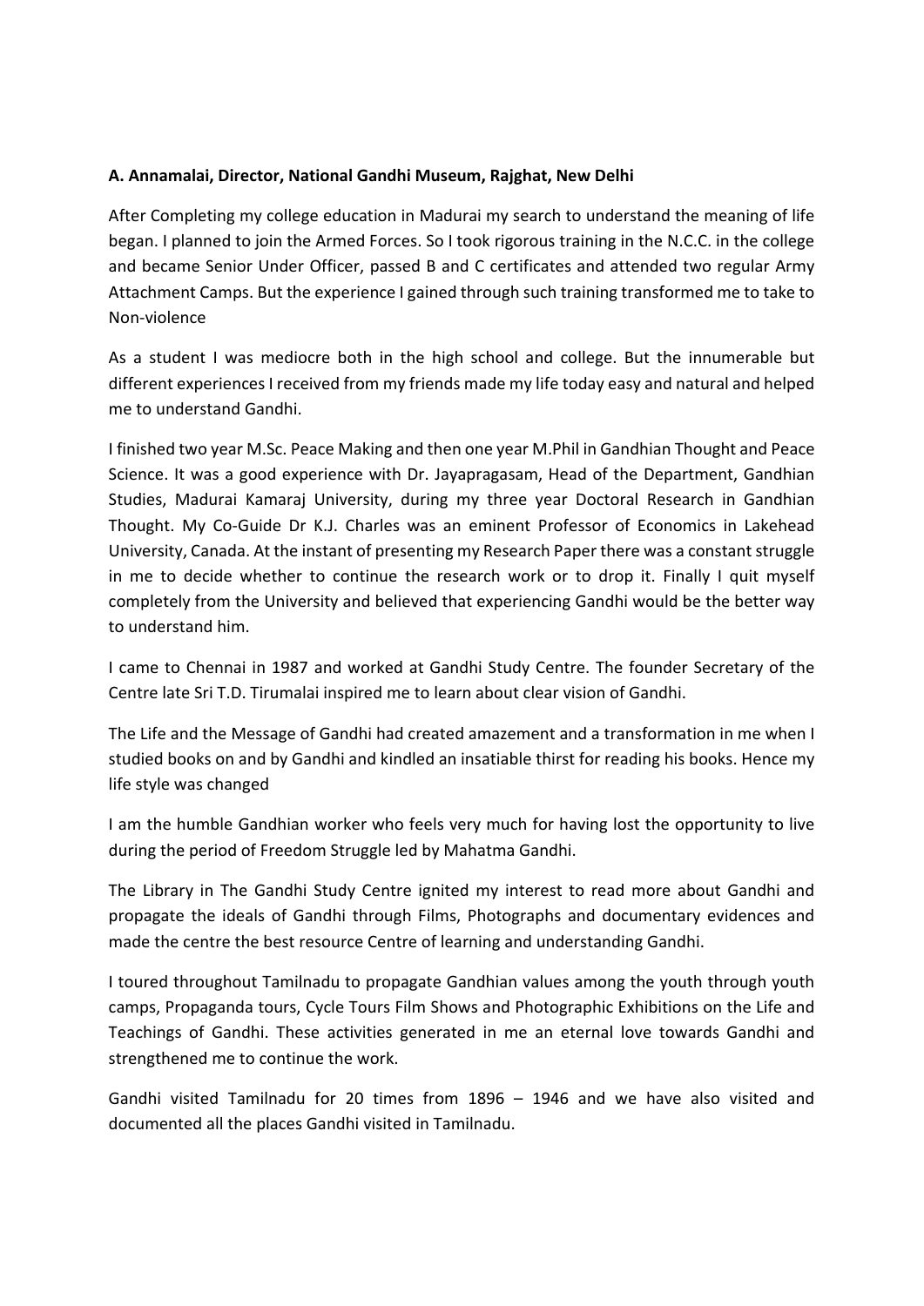**A. Annamalai, Director, National Gandhi Museum, Rajghat, New Delhi**

After Completing my college education in Madurai my search to understand the meaning of life began. I planned to join the Armed Forces. So I took rigorous training in the N.C.C. in the college and became Senior Under Officer, passed B and C certificates and attended two regular Army Attachment Camps. But the experience I gained through such training transformed me to take to Non-violence

As a student I was mediocre both in the high school and college. But the innumerable but different experiences I received from my friends made my life today easy and natural and helped me to understand Gandhi.

I finished two year M.Sc. Peace Making and then one year M.Phil in Gandhian Thought and Peace Science. It was a good experience with Dr. Jayapragasam, Head of the Department, Gandhian Studies, Madurai Kamaraj University, during my three year Doctoral Research in Gandhian Thought. My Co-Guide Dr K.J. Charles was an eminent Professor of Economics in Lakehead University, Canada. At the instant of presenting my Research Paper there was a constant struggle in me to decide whether to continue the research work or to drop it. Finally I quit myself completely from the University and believed that experiencing Gandhi would be the better way to understand him.

I came to Chennai in 1987 and worked at Gandhi Study Centre. The founder Secretary of the Centre late Sri T.D. Tirumalai inspired me to learn about clear vision of Gandhi.

The Life and the Message of Gandhi had created amazement and a transformation in me when I studied books on and by Gandhi and kindled an insatiable thirst for reading his books. Hence my life style was changed

I am the humble Gandhian worker who feels very much for having lost the opportunity to live during the period of Freedom Struggle led by Mahatma Gandhi.

The Library in The Gandhi Study Centre ignited my interest to read more about Gandhi and propagate the ideals of Gandhi through Films, Photographs and documentary evidences and made the centre the best resource Centre of learning and understanding Gandhi.

I toured throughout Tamilnadu to propagate Gandhian values among the youth through youth camps, Propaganda tours, Cycle Tours Film Shows and Photographic Exhibitions on the Life and Teachings of Gandhi. These activities generated in me an eternal love towards Gandhi and strengthened me to continue the work.

Gandhi visited Tamilnadu for 20 times from 1896 – 1946 and we have also visited and documented all the places Gandhi visited in Tamilnadu.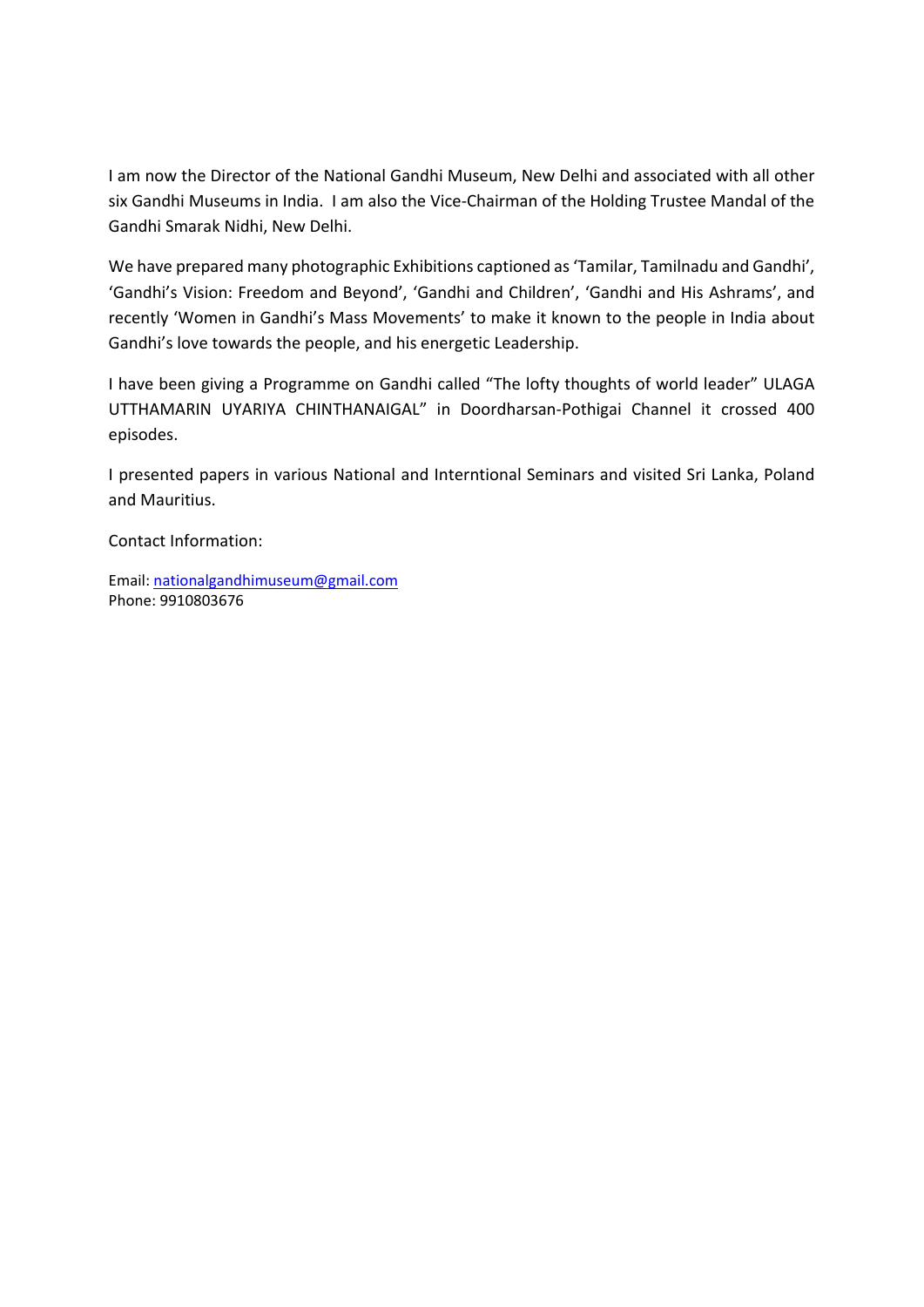I am now the Director of the National Gandhi Museum, New Delhi and associated with all other six Gandhi Museums in India. I am also the Vice-Chairman of the Holding Trustee Mandal of the Gandhi Smarak Nidhi, New Delhi.

We have prepared many photographic Exhibitions captioned as 'Tamilar, Tamilnadu and Gandhi', 'Gandhi's Vision: Freedom and Beyond', 'Gandhi and Children', 'Gandhi and His Ashrams', and recently 'Women in Gandhi's Mass Movements' to make it known to the people in India about Gandhi's love towards the people, and his energetic Leadership.

I have been giving a Programme on Gandhi called "The lofty thoughts of world leader" ULAGA UTTHAMARIN UYARIYA CHINTHANAIGAL" in Doordharsan-Pothigai Channel it crossed 400 episodes.

I presented papers in various National and Interntional Seminars and visited Sri Lanka, Poland and Mauritius.

Contact Information:

Email: nationalgandhimuseum@gmail.com
Phone: 9910803676